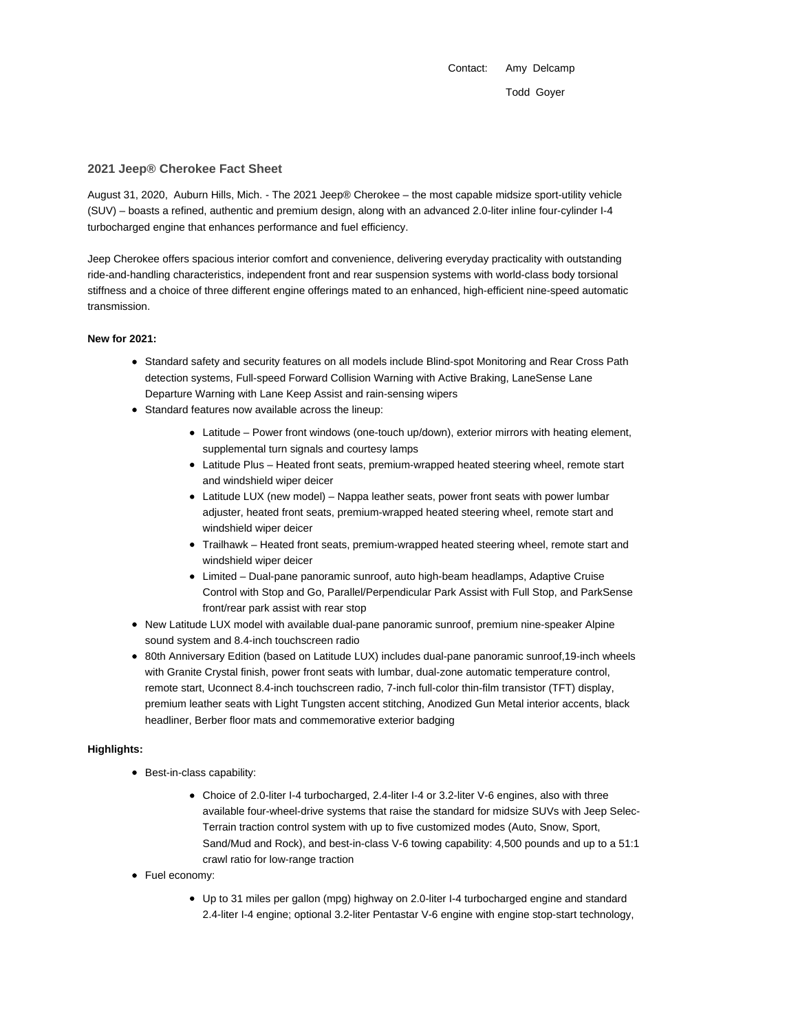Contact: Amy Delcamp

Todd Goyer

## 2021 Jeep® Cherokee Fact Sheet

August 31, 2020, Auburn Hills, Mich. - The 2021 Jeep® Cherokee – the most capable midsize sport-utility vehicle (SUV) – boasts a refined, authentic and premium design, along with an advanced 2.0-liter inline four-cylinder I-4 turbocharged engine that enhances performance and fuel efficiency.

Jeep Cherokee offers spacious interior comfort and convenience, delivering everyday practicality with outstanding ride-and-handling characteristics, independent front and rear suspension systems with world-class body torsional stiffness and a choice of three different engine offerings mated to an enhanced, high-efficient nine-speed automatic transmission.

**New for 2021:**

- Standard safety and security features on all models include Blind-spot Monitoring and Rear Cross Path detection systems, Full-speed Forward Collision Warning with Active Braking, LaneSense Lane Departure Warning with Lane Keep Assist and rain-sensing wipers
- Standard features now available across the lineup:
  - Latitude – Power front windows (one-touch up/down), exterior mirrors with heating element, supplemental turn signals and courtesy lamps
  - Latitude Plus – Heated front seats, premium-wrapped heated steering wheel, remote start and windshield wiper deicer
  - Latitude LUX (new model) – Nappa leather seats, power front seats with power lumbar adjuster, heated front seats, premium-wrapped heated steering wheel, remote start and windshield wiper deicer
  - Trailhawk – Heated front seats, premium-wrapped heated steering wheel, remote start and windshield wiper deicer
  - Limited – Dual-pane panoramic sunroof, auto high-beam headlamps, Adaptive Cruise Control with Stop and Go, Parallel/Perpendicular Park Assist with Full Stop, and ParkSense front/rear park assist with rear stop
- New Latitude LUX model with available dual-pane panoramic sunroof, premium nine-speaker Alpine sound system and 8.4-inch touchscreen radio
- 80th Anniversary Edition (based on Latitude LUX) includes dual-pane panoramic sunroof,19-inch wheels with Granite Crystal finish, power front seats with lumbar, dual-zone automatic temperature control, remote start, Uconnect 8.4-inch touchscreen radio, 7-inch full-color thin-film transistor (TFT) display, premium leather seats with Light Tungsten accent stitching, Anodized Gun Metal interior accents, black headliner, Berber floor mats and commemorative exterior badging

**Highlights:**

- Best-in-class capability:
  - Choice of 2.0-liter I-4 turbocharged, 2.4-liter I-4 or 3.2-liter V-6 engines, also with three available four-wheel-drive systems that raise the standard for midsize SUVs with Jeep Selec-Terrain traction control system with up to five customized modes (Auto, Snow, Sport, Sand/Mud and Rock), and best-in-class V-6 towing capability: 4,500 pounds and up to a 51:1 crawl ratio for low-range traction
- Fuel economy:
  - Up to 31 miles per gallon (mpg) highway on 2.0-liter I-4 turbocharged engine and standard 2.4-liter I-4 engine; optional 3.2-liter Pentastar V-6 engine with engine stop-start technology,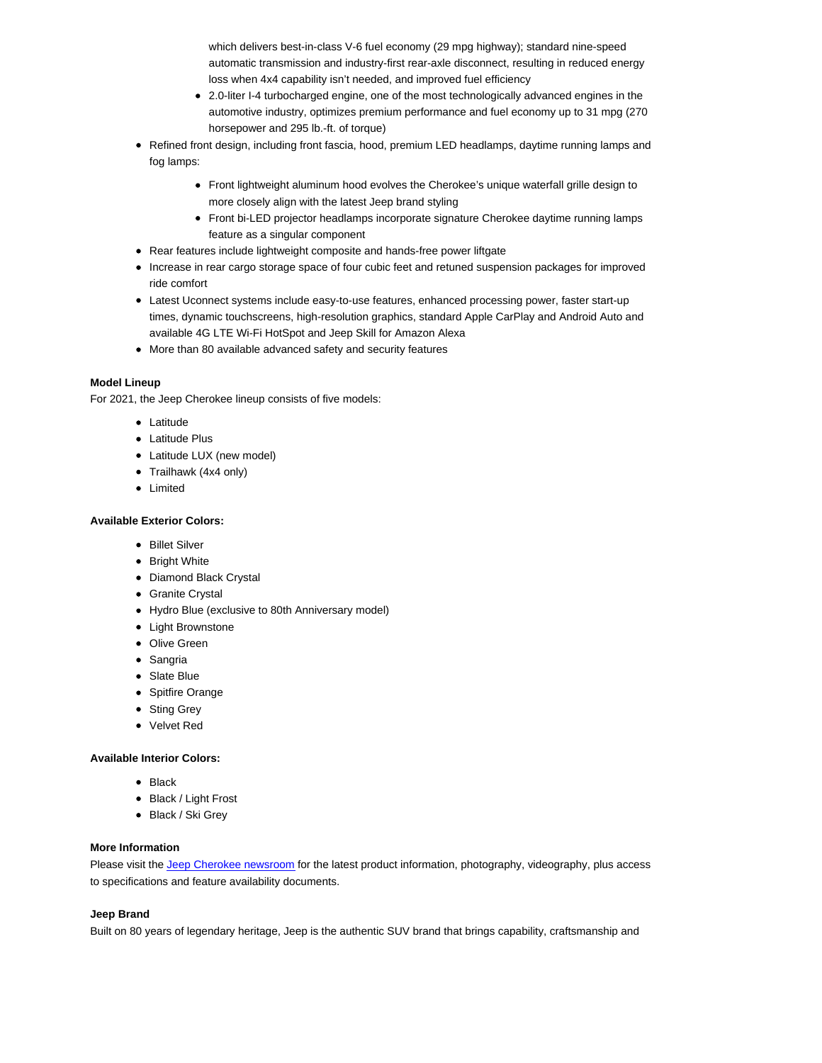- which delivers best-in-class V-6 fuel economy (29 mpg highway); standard nine-speed automatic transmission and industry-first rear-axle disconnect, resulting in reduced energy loss when 4x4 capability isn't needed, and improved fuel efficiency
    - 2.0-liter I-4 turbocharged engine, one of the most technologically advanced engines in the automotive industry, optimizes premium performance and fuel economy up to 31 mpg (270 horsepower and 295 lb.-ft. of torque)
- Refined front design, including front fascia, hood, premium LED headlamps, daytime running lamps and fog lamps:
    - Front lightweight aluminum hood evolves the Cherokee's unique waterfall grille design to more closely align with the latest Jeep brand styling
    - Front bi-LED projector headlamps incorporate signature Cherokee daytime running lamps feature as a singular component
- Rear features include lightweight composite and hands-free power liftgate
- Increase in rear cargo storage space of four cubic feet and retuned suspension packages for improved ride comfort
- Latest Uconnect systems include easy-to-use features, enhanced processing power, faster start-up times, dynamic touchscreens, high-resolution graphics, standard Apple CarPlay and Android Auto and available 4G LTE Wi-Fi HotSpot and Jeep Skill for Amazon Alexa
- More than 80 available advanced safety and security features

**Model Lineup**

For 2021, the Jeep Cherokee lineup consists of five models:

- Latitude
- Latitude Plus
- Latitude LUX (new model)
- Trailhawk (4x4 only)
- Limited

**Available Exterior Colors:**

- Billet Silver
- Bright White
- Diamond Black Crystal
- Granite Crystal
- Hydro Blue (exclusive to 80th Anniversary model)
- Light Brownstone
- Olive Green
- Sangria
- Slate Blue
- Spitfire Orange
- Sting Grey
- Velvet Red

**Available Interior Colors:**

- Black
- Black / Light Frost
- Black / Ski Grey

**More Information**

Please visit the Jeep Cherokee newsroom for the latest product information, photography, videography, plus access to specifications and feature availability documents.

**Jeep Brand**

Built on 80 years of legendary heritage, Jeep is the authentic SUV brand that brings capability, craftsmanship and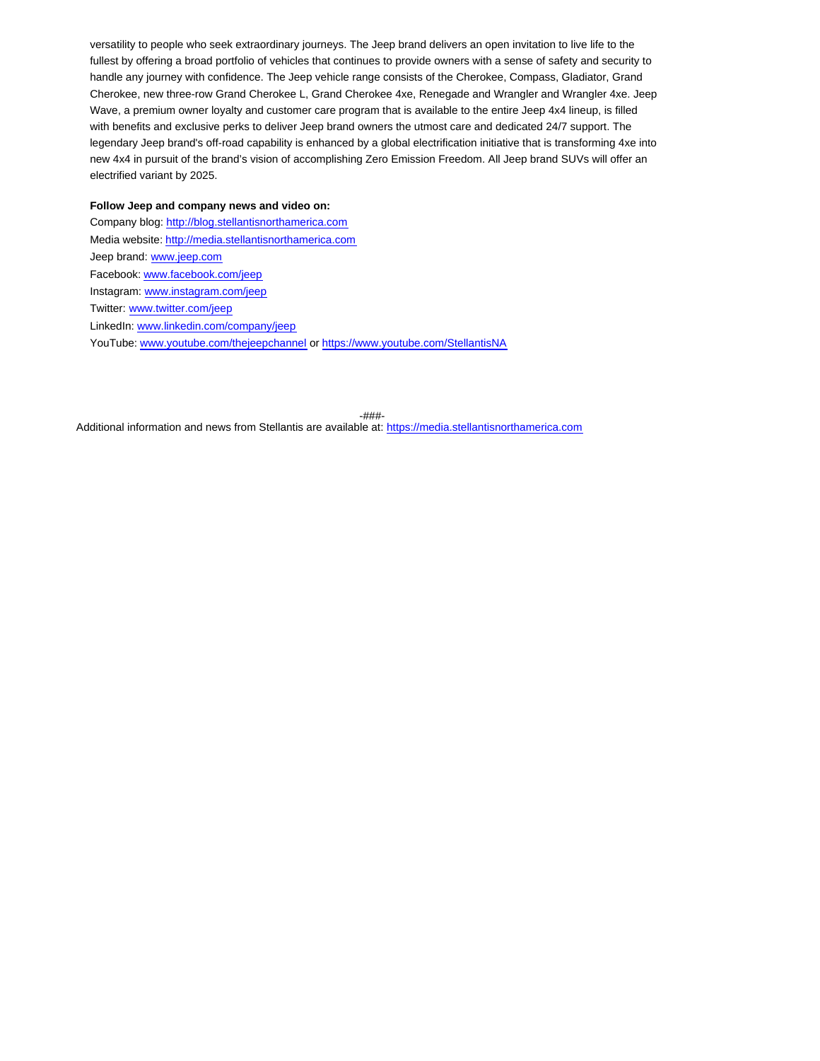versatility to people who seek extraordinary journeys. The Jeep brand delivers an open invitation to live life to the fullest by offering a broad portfolio of vehicles that continues to provide owners with a sense of safety and security to handle any journey with confidence. The Jeep vehicle range consists of the Cherokee, Compass, Gladiator, Grand Cherokee, new three-row Grand Cherokee L, Grand Cherokee 4xe, Renegade and Wrangler and Wrangler 4xe. Jeep Wave, a premium owner loyalty and customer care program that is available to the entire Jeep 4x4 lineup, is filled with benefits and exclusive perks to deliver Jeep brand owners the utmost care and dedicated 24/7 support. The legendary Jeep brand's off-road capability is enhanced by a global electrification initiative that is transforming 4xe into new 4x4 in pursuit of the brand's vision of accomplishing Zero Emission Freedom. All Jeep brand SUVs will offer an electrified variant by 2025.

**Follow Jeep and company news and video on:**

Company blog: http://blog.stellantisnorthamerica.com  
Media website: http://media.stellantisnorthamerica.com  
Jeep brand: www.jeep.com  
Facebook: www.facebook.com/jeep  
Instagram: www.instagram.com/jeep  
Twitter: www.twitter.com/jeep  
LinkedIn: www.linkedin.com/company/jeep  
YouTube: www.youtube.com/thejeepchannel or https://www.youtube.com/StellantisNA

-###-

Additional information and news from Stellantis are available at: https://media.stellantisnorthamerica.com